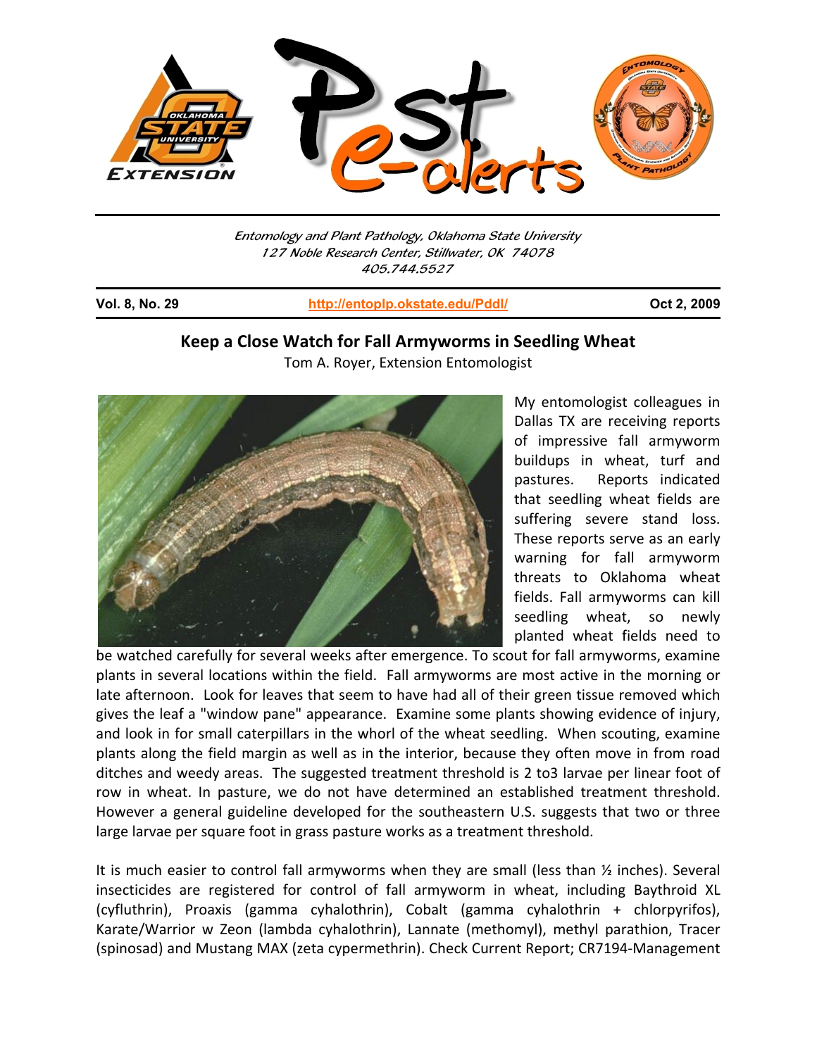Entomology and Plant Pathology, Oklahoma State University
127 Noble Research Center, Stillwater, OK 74078
405.744.5527

**Vol. 8, No. 29** | http://entoplp.okstate.edu/Pddl/ | **Oct 2, 2009**

## Keep a Close Watch for Fall Armyworms in Seedling Wheat

Tom A. Royer, Extension Entomologist

My entomologist colleagues in Dallas TX are receiving reports of impressive fall armyworm buildups in wheat, turf and pastures. Reports indicated that seedling wheat fields are suffering severe stand loss. These reports serve as an early warning for fall armyworm threats to Oklahoma wheat fields. Fall armyworms can kill seedling wheat, so newly planted wheat fields need to be watched carefully for several weeks after emergence. To scout for fall armyworms, examine plants in several locations within the field. Fall armyworms are most active in the morning or late afternoon. Look for leaves that seem to have had all of their green tissue removed which gives the leaf a "window pane" appearance. Examine some plants showing evidence of injury, and look in for small caterpillars in the whorl of the wheat seedling. When scouting, examine plants along the field margin as well as in the interior, because they often move in from road ditches and weedy areas. The suggested treatment threshold is 2 to3 larvae per linear foot of row in wheat. In pasture, we do not have determined an established treatment threshold. However a general guideline developed for the southeastern U.S. suggests that two or three large larvae per square foot in grass pasture works as a treatment threshold.

It is much easier to control fall armyworms when they are small (less than ½ inches). Several insecticides are registered for control of fall armyworm in wheat, including Baythroid XL (cyfluthrin), Proaxis (gamma cyhalothrin), Cobalt (gamma cyhalothrin + chlorpyrifos), Karate/Warrior w Zeon (lambda cyhalothrin), Lannate (methomyl), methyl parathion, Tracer (spinosad) and Mustang MAX (zeta cypermethrin). Check Current Report; CR7194-Management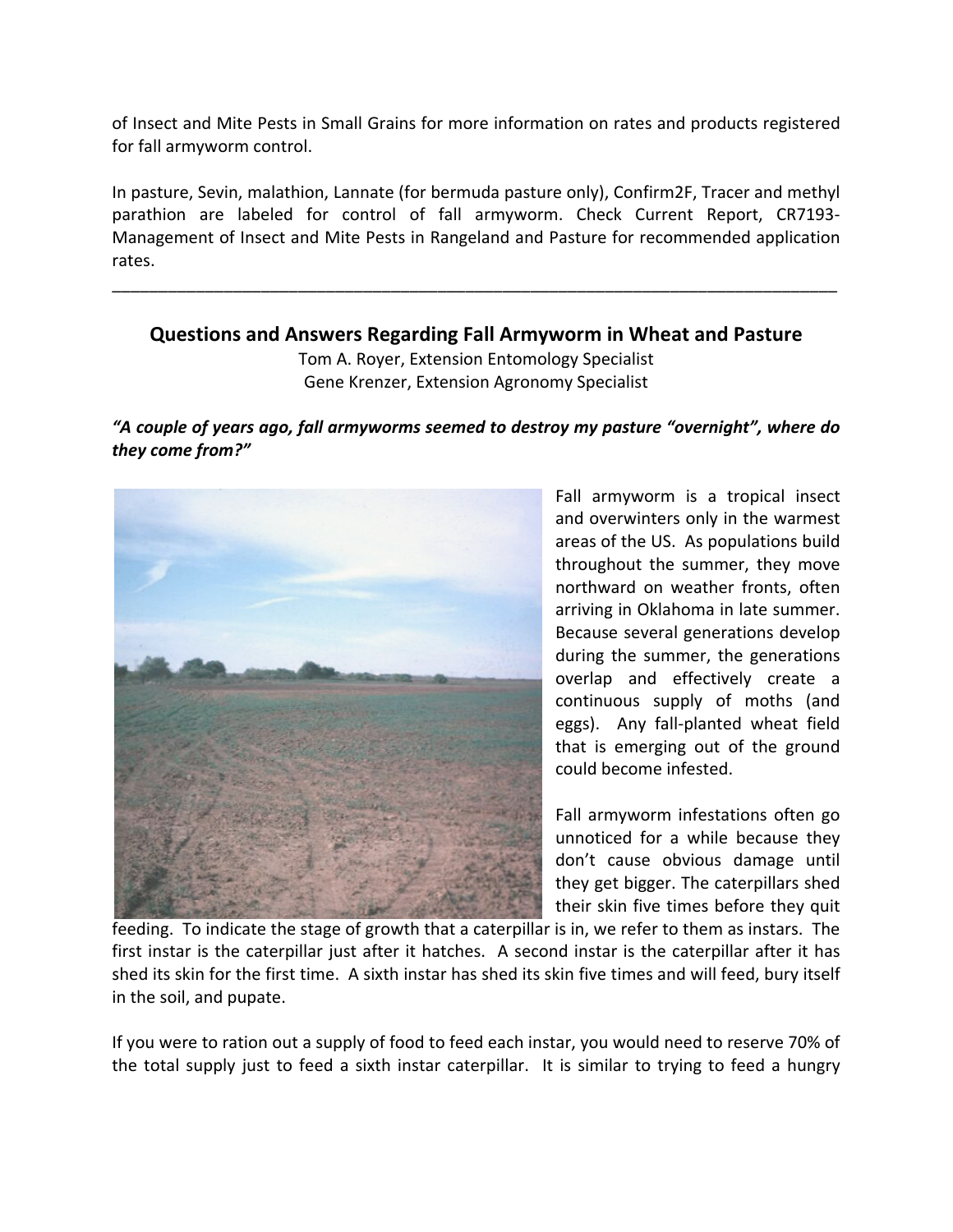of Insect and Mite Pests in Small Grains for more information on rates and products registered for fall armyworm control.

In pasture, Sevin, malathion, Lannate (for bermuda pasture only), Confirm2F, Tracer and methyl parathion are labeled for control of fall armyworm. Check Current Report, CR7193-Management of Insect and Mite Pests in Rangeland and Pasture for recommended application rates.

---

## Questions and Answers Regarding Fall Armyworm in Wheat and Pasture

Tom A. Royer, Extension Entomology Specialist
Gene Krenzer, Extension Agronomy Specialist

***"A couple of years ago, fall armyworms seemed to destroy my pasture "overnight", where do they come from?"***

Fall armyworm is a tropical insect and overwinters only in the warmest areas of the US. As populations build throughout the summer, they move northward on weather fronts, often arriving in Oklahoma in late summer. Because several generations develop during the summer, the generations overlap and effectively create a continuous supply of moths (and eggs). Any fall-planted wheat field that is emerging out of the ground could become infested.

Fall armyworm infestations often go unnoticed for a while because they don't cause obvious damage until they get bigger. The caterpillars shed their skin five times before they quit feeding. To indicate the stage of growth that a caterpillar is in, we refer to them as instars. The first instar is the caterpillar just after it hatches. A second instar is the caterpillar after it has shed its skin for the first time. A sixth instar has shed its skin five times and will feed, bury itself in the soil, and pupate.

If you were to ration out a supply of food to feed each instar, you would need to reserve 70% of the total supply just to feed a sixth instar caterpillar. It is similar to trying to feed a hungry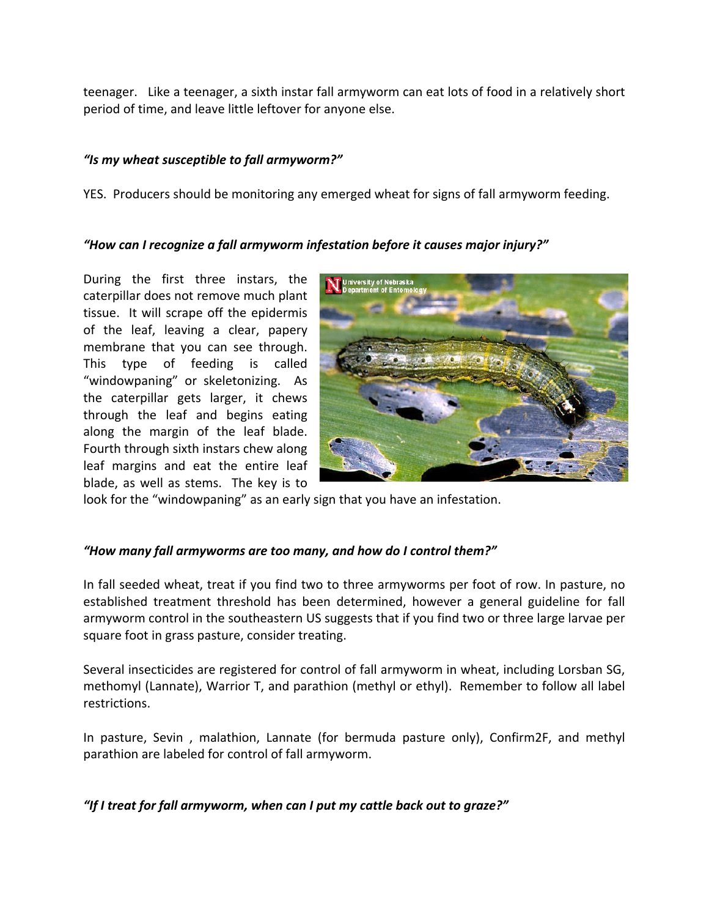teenager. Like a teenager, a sixth instar fall armyworm can eat lots of food in a relatively short period of time, and leave little leftover for anyone else.

***"Is my wheat susceptible to fall armyworm?"***

YES. Producers should be monitoring any emerged wheat for signs of fall armyworm feeding.

***"How can I recognize a fall armyworm infestation before it causes major injury?"***

During the first three instars, the caterpillar does not remove much plant tissue. It will scrape off the epidermis of the leaf, leaving a clear, papery membrane that you can see through. This type of feeding is called "windowpaning" or skeletonizing. As the caterpillar gets larger, it chews through the leaf and begins eating along the margin of the leaf blade. Fourth through sixth instars chew along leaf margins and eat the entire leaf blade, as well as stems. The key is to look for the "windowpaning" as an early sign that you have an infestation.

***"How many fall armyworms are too many, and how do I control them?"***

In fall seeded wheat, treat if you find two to three armyworms per foot of row. In pasture, no established treatment threshold has been determined, however a general guideline for fall armyworm control in the southeastern US suggests that if you find two or three large larvae per square foot in grass pasture, consider treating.

Several insecticides are registered for control of fall armyworm in wheat, including Lorsban SG, methomyl (Lannate), Warrior T, and parathion (methyl or ethyl). Remember to follow all label restrictions.

In pasture, Sevin , malathion, Lannate (for bermuda pasture only), Confirm2F, and methyl parathion are labeled for control of fall armyworm.

***"If I treat for fall armyworm, when can I put my cattle back out to graze?"***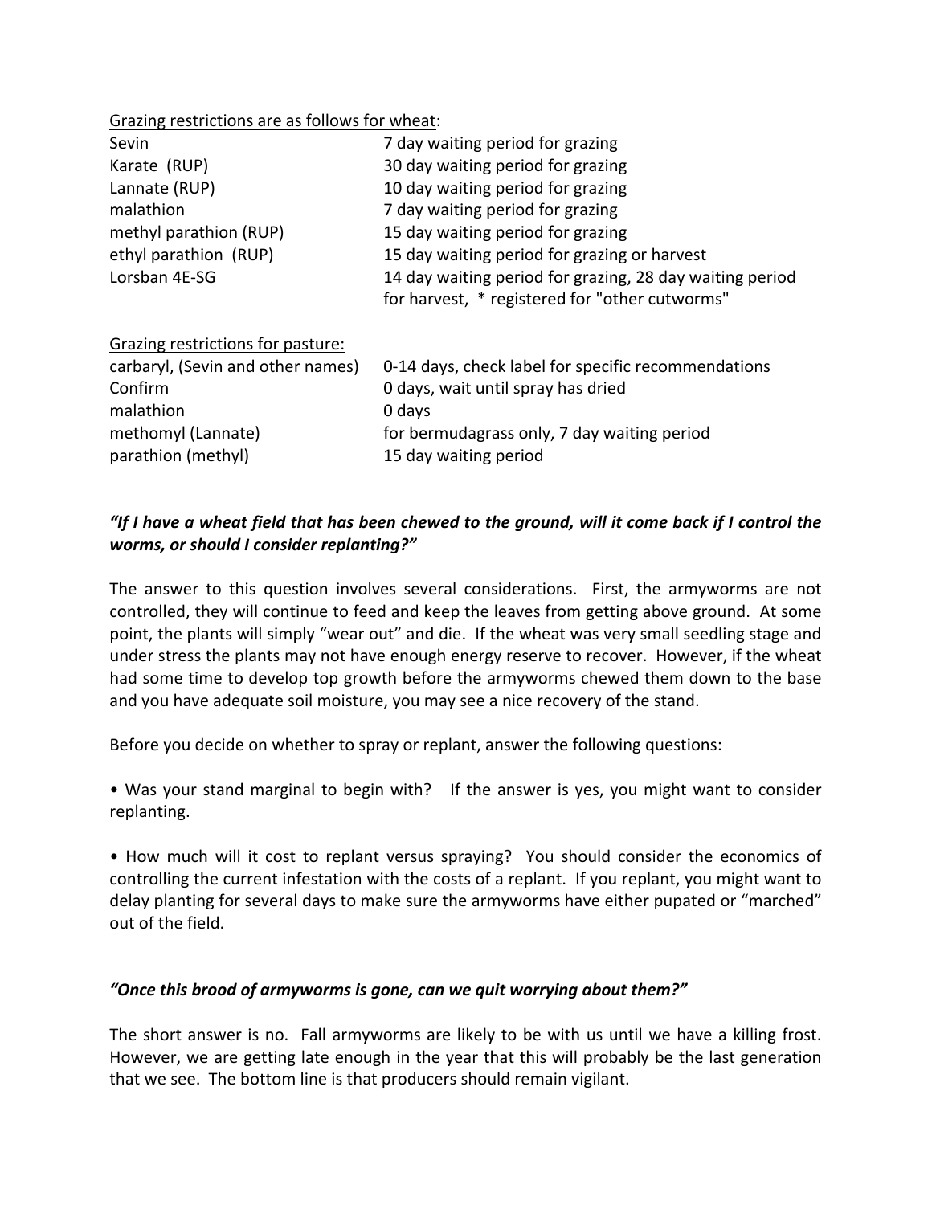Grazing restrictions are as follows for wheat:

| | |
|---|---|
| Sevin | 7 day waiting period for grazing |
| Karate (RUP) | 30 day waiting period for grazing |
| Lannate (RUP) | 10 day waiting period for grazing |
| malathion | 7 day waiting period for grazing |
| methyl parathion (RUP) | 15 day waiting period for grazing |
| ethyl parathion (RUP) | 15 day waiting period for grazing or harvest |
| Lorsban 4E-SG | 14 day waiting period for grazing, 28 day waiting period for harvest, * registered for "other cutworms" |

Grazing restrictions for pasture:

| | |
|---|---|
| carbaryl, (Sevin and other names) | 0-14 days, check label for specific recommendations |
| Confirm | 0 days, wait until spray has dried |
| malathion | 0 days |
| methomyl (Lannate) | for bermudagrass only, 7 day waiting period |
| parathion (methyl) | 15 day waiting period |

***"If I have a wheat field that has been chewed to the ground, will it come back if I control the worms, or should I consider replanting?"***

The answer to this question involves several considerations. First, the armyworms are not controlled, they will continue to feed and keep the leaves from getting above ground. At some point, the plants will simply "wear out" and die. If the wheat was very small seedling stage and under stress the plants may not have enough energy reserve to recover. However, if the wheat had some time to develop top growth before the armyworms chewed them down to the base and you have adequate soil moisture, you may see a nice recovery of the stand.

Before you decide on whether to spray or replant, answer the following questions:

• Was your stand marginal to begin with? If the answer is yes, you might want to consider replanting.

• How much will it cost to replant versus spraying? You should consider the economics of controlling the current infestation with the costs of a replant. If you replant, you might want to delay planting for several days to make sure the armyworms have either pupated or "marched" out of the field.

***"Once this brood of armyworms is gone, can we quit worrying about them?"***

The short answer is no. Fall armyworms are likely to be with us until we have a killing frost. However, we are getting late enough in the year that this will probably be the last generation that we see. The bottom line is that producers should remain vigilant.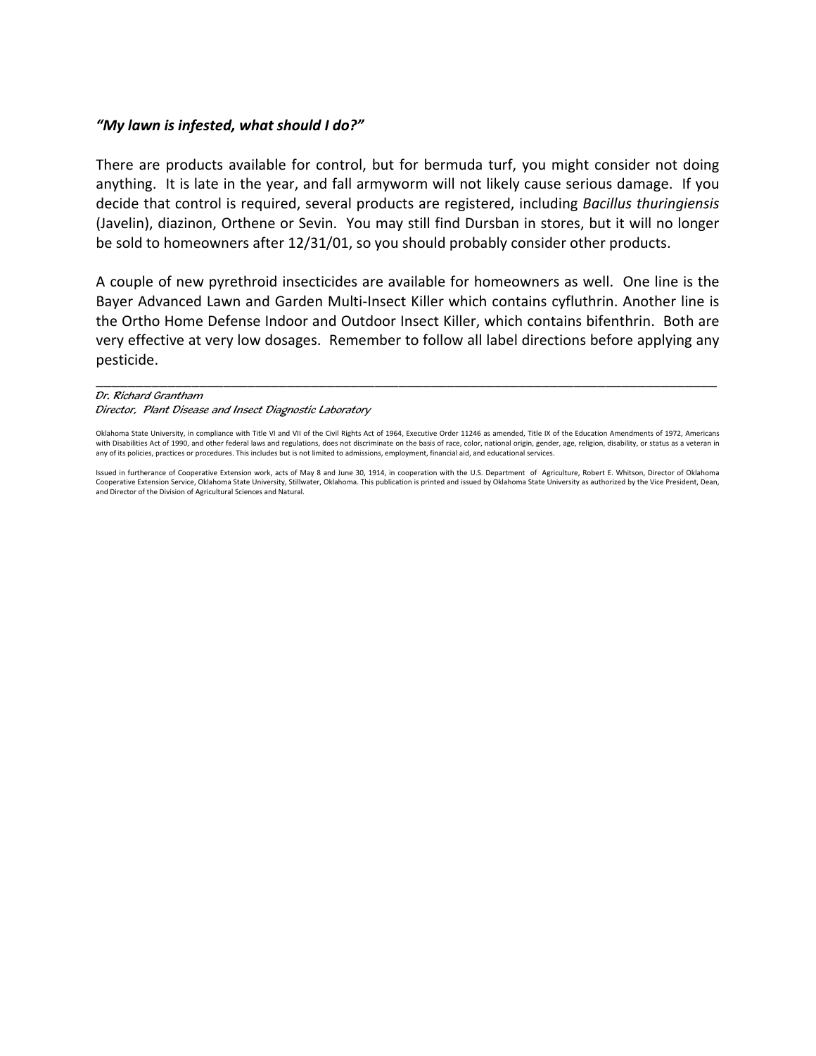***"My lawn is infested, what should I do?"***

There are products available for control, but for bermuda turf, you might consider not doing anything. It is late in the year, and fall armyworm will not likely cause serious damage. If you decide that control is required, several products are registered, including *Bacillus thuringiensis* (Javelin), diazinon, Orthene or Sevin. You may still find Dursban in stores, but it will no longer be sold to homeowners after 12/31/01, so you should probably consider other products.

A couple of new pyrethroid insecticides are available for homeowners as well. One line is the Bayer Advanced Lawn and Garden Multi-Insect Killer which contains cyfluthrin. Another line is the Ortho Home Defense Indoor and Outdoor Insect Killer, which contains bifenthrin. Both are very effective at very low dosages. Remember to follow all label directions before applying any pesticide.

---

*Dr. Richard Grantham*
*Director, Plant Disease and Insect Diagnostic Laboratory*

Oklahoma State University, in compliance with Title VI and VII of the Civil Rights Act of 1964, Executive Order 11246 as amended, Title IX of the Education Amendments of 1972, Americans with Disabilities Act of 1990, and other federal laws and regulations, does not discriminate on the basis of race, color, national origin, gender, age, religion, disability, or status as a veteran in any of its policies, practices or procedures. This includes but is not limited to admissions, employment, financial aid, and educational services.

Issued in furtherance of Cooperative Extension work, acts of May 8 and June 30, 1914, in cooperation with the U.S. Department of Agriculture, Robert E. Whitson, Director of Oklahoma Cooperative Extension Service, Oklahoma State University, Stillwater, Oklahoma. This publication is printed and issued by Oklahoma State University as authorized by the Vice President, Dean, and Director of the Division of Agricultural Sciences and Natural.